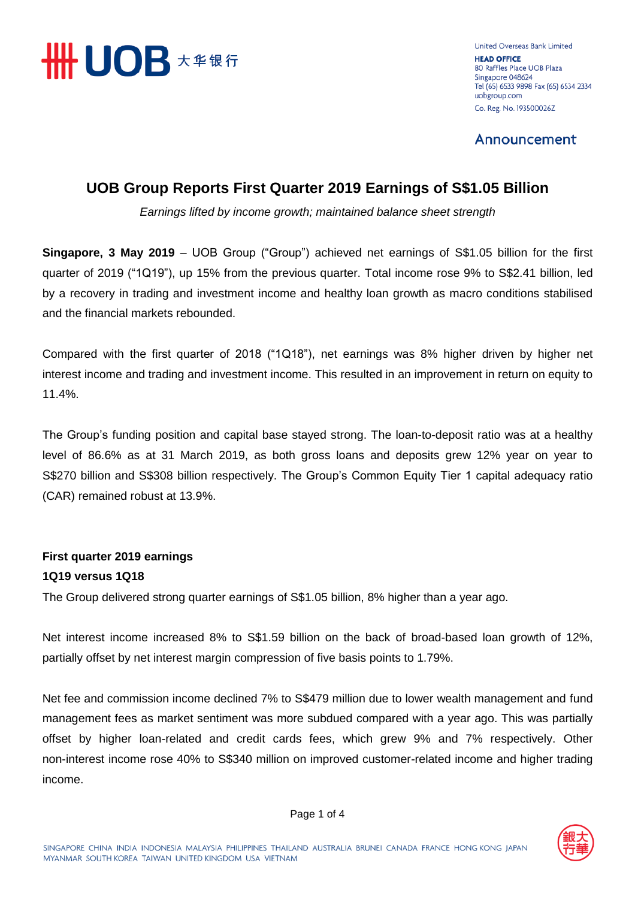United Overseas Bank Limited
**HEAD OFFICE**
80 Raffles Place UOB Plaza
Singapore 048624
Tel (65) 6533 9898 Fax (65) 6534 2334
uobgroup.com
Co. Reg. No. 193500026Z

Announcement

# UOB Group Reports First Quarter 2019 Earnings of S$1.05 Billion

*Earnings lifted by income growth; maintained balance sheet strength*

**Singapore, 3 May 2019** – UOB Group ("Group") achieved net earnings of S$1.05 billion for the first quarter of 2019 ("1Q19"), up 15% from the previous quarter. Total income rose 9% to S$2.41 billion, led by a recovery in trading and investment income and healthy loan growth as macro conditions stabilised and the financial markets rebounded.

Compared with the first quarter of 2018 ("1Q18"), net earnings was 8% higher driven by higher net interest income and trading and investment income. This resulted in an improvement in return on equity to 11.4%.

The Group's funding position and capital base stayed strong. The loan-to-deposit ratio was at a healthy level of 86.6% as at 31 March 2019, as both gross loans and deposits grew 12% year on year to S$270 billion and S$308 billion respectively. The Group's Common Equity Tier 1 capital adequacy ratio (CAR) remained robust at 13.9%.

## First quarter 2019 earnings

### 1Q19 versus 1Q18

The Group delivered strong quarter earnings of S$1.05 billion, 8% higher than a year ago.

Net interest income increased 8% to S$1.59 billion on the back of broad-based loan growth of 12%, partially offset by net interest margin compression of five basis points to 1.79%.

Net fee and commission income declined 7% to S$479 million due to lower wealth management and fund management fees as market sentiment was more subdued compared with a year ago. This was partially offset by higher loan-related and credit cards fees, which grew 9% and 7% respectively. Other non-interest income rose 40% to S$340 million on improved customer-related income and higher trading income.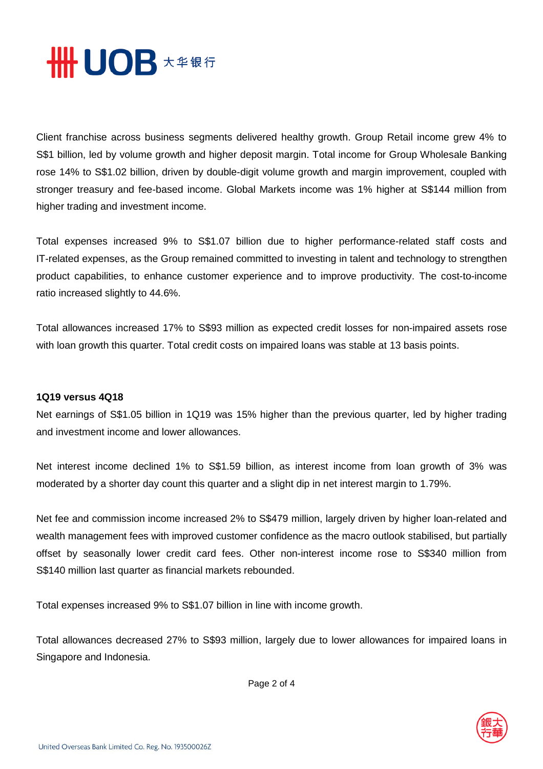Client franchise across business segments delivered healthy growth. Group Retail income grew 4% to S$1 billion, led by volume growth and higher deposit margin. Total income for Group Wholesale Banking rose 14% to S$1.02 billion, driven by double-digit volume growth and margin improvement, coupled with stronger treasury and fee-based income. Global Markets income was 1% higher at S$144 million from higher trading and investment income.

Total expenses increased 9% to S$1.07 billion due to higher performance-related staff costs and IT-related expenses, as the Group remained committed to investing in talent and technology to strengthen product capabilities, to enhance customer experience and to improve productivity. The cost-to-income ratio increased slightly to 44.6%.

Total allowances increased 17% to S$93 million as expected credit losses for non-impaired assets rose with loan growth this quarter. Total credit costs on impaired loans was stable at 13 basis points.

**1Q19 versus 4Q18**

Net earnings of S$1.05 billion in 1Q19 was 15% higher than the previous quarter, led by higher trading and investment income and lower allowances.

Net interest income declined 1% to S$1.59 billion, as interest income from loan growth of 3% was moderated by a shorter day count this quarter and a slight dip in net interest margin to 1.79%.

Net fee and commission income increased 2% to S$479 million, largely driven by higher loan-related and wealth management fees with improved customer confidence as the macro outlook stabilised, but partially offset by seasonally lower credit card fees. Other non-interest income rose to S$340 million from S$140 million last quarter as financial markets rebounded.

Total expenses increased 9% to S$1.07 billion in line with income growth.

Total allowances decreased 27% to S$93 million, largely due to lower allowances for impaired loans in Singapore and Indonesia.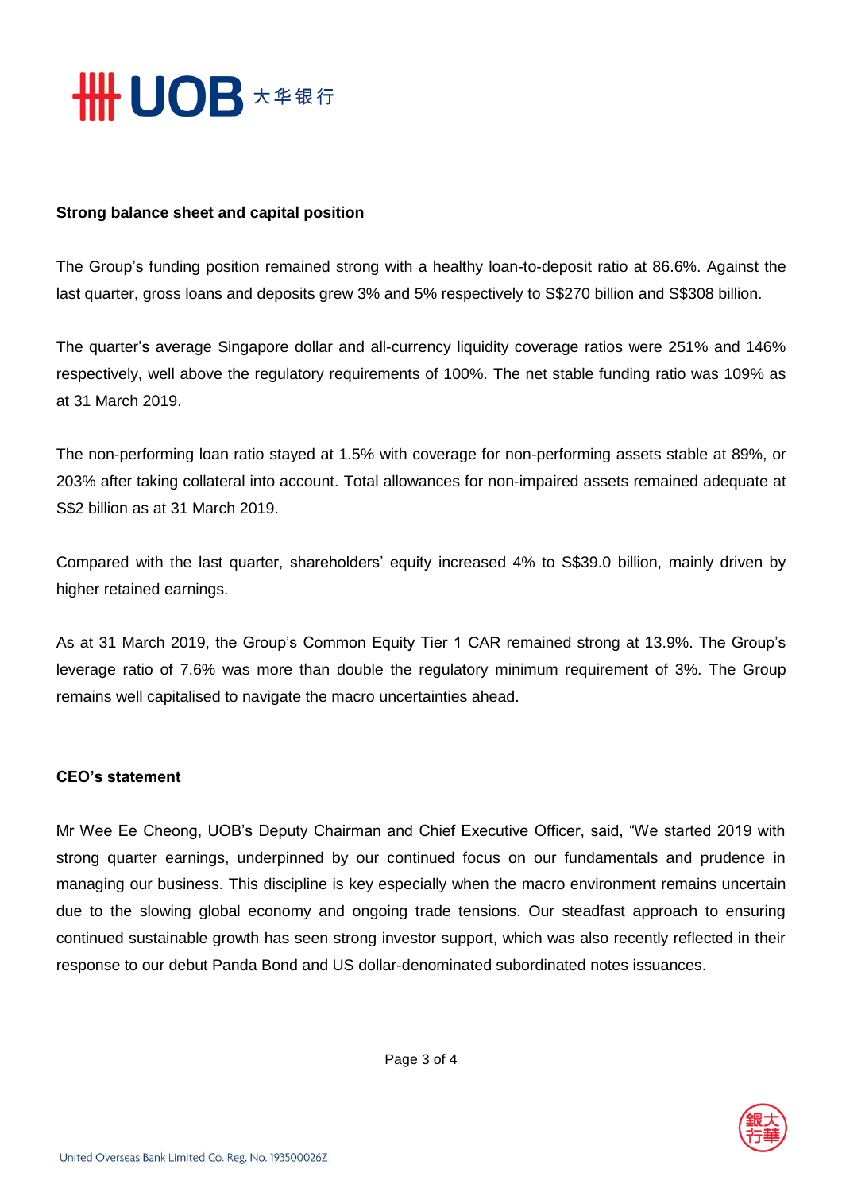**Strong balance sheet and capital position**

The Group's funding position remained strong with a healthy loan-to-deposit ratio at 86.6%. Against the last quarter, gross loans and deposits grew 3% and 5% respectively to S$270 billion and S$308 billion.

The quarter's average Singapore dollar and all-currency liquidity coverage ratios were 251% and 146% respectively, well above the regulatory requirements of 100%. The net stable funding ratio was 109% as at 31 March 2019.

The non-performing loan ratio stayed at 1.5% with coverage for non-performing assets stable at 89%, or 203% after taking collateral into account. Total allowances for non-impaired assets remained adequate at S$2 billion as at 31 March 2019.

Compared with the last quarter, shareholders' equity increased 4% to S$39.0 billion, mainly driven by higher retained earnings.

As at 31 March 2019, the Group's Common Equity Tier 1 CAR remained strong at 13.9%. The Group's leverage ratio of 7.6% was more than double the regulatory minimum requirement of 3%. The Group remains well capitalised to navigate the macro uncertainties ahead.

**CEO's statement**

Mr Wee Ee Cheong, UOB's Deputy Chairman and Chief Executive Officer, said, "We started 2019 with strong quarter earnings, underpinned by our continued focus on our fundamentals and prudence in managing our business. This discipline is key especially when the macro environment remains uncertain due to the slowing global economy and ongoing trade tensions. Our steadfast approach to ensuring continued sustainable growth has seen strong investor support, which was also recently reflected in their response to our debut Panda Bond and US dollar-denominated subordinated notes issuances.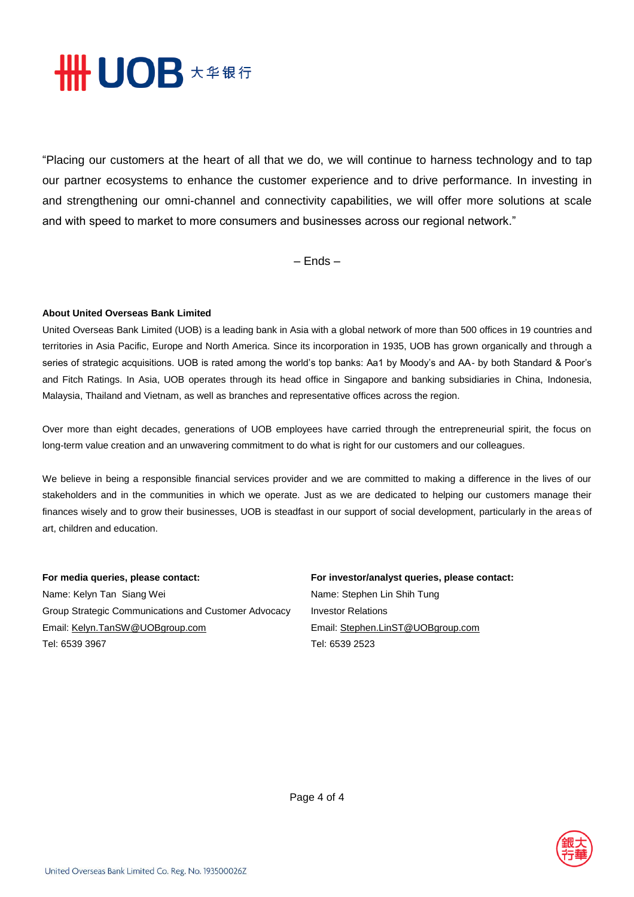"Placing our customers at the heart of all that we do, we will continue to harness technology and to tap our partner ecosystems to enhance the customer experience and to drive performance. In investing in and strengthening our omni-channel and connectivity capabilities, we will offer more solutions at scale and with speed to market to more consumers and businesses across our regional network."

– Ends –

**About United Overseas Bank Limited**

United Overseas Bank Limited (UOB) is a leading bank in Asia with a global network of more than 500 offices in 19 countries and territories in Asia Pacific, Europe and North America. Since its incorporation in 1935, UOB has grown organically and through a series of strategic acquisitions. UOB is rated among the world's top banks: Aa1 by Moody's and AA- by both Standard & Poor's and Fitch Ratings. In Asia, UOB operates through its head office in Singapore and banking subsidiaries in China, Indonesia, Malaysia, Thailand and Vietnam, as well as branches and representative offices across the region.

Over more than eight decades, generations of UOB employees have carried through the entrepreneurial spirit, the focus on long-term value creation and an unwavering commitment to do what is right for our customers and our colleagues.

We believe in being a responsible financial services provider and we are committed to making a difference in the lives of our stakeholders and in the communities in which we operate. Just as we are dedicated to helping our customers manage their finances wisely and to grow their businesses, UOB is steadfast in our support of social development, particularly in the areas of art, children and education.

**For media queries, please contact:**
Name: Kelyn Tan Siang Wei
Group Strategic Communications and Customer Advocacy
Email: Kelyn.TanSW@UOBgroup.com
Tel: 6539 3967

**For investor/analyst queries, please contact:**
Name: Stephen Lin Shih Tung
Investor Relations
Email: Stephen.LinST@UOBgroup.com
Tel: 6539 2523

United Overseas Bank Limited Co. Reg. No. 193500026Z